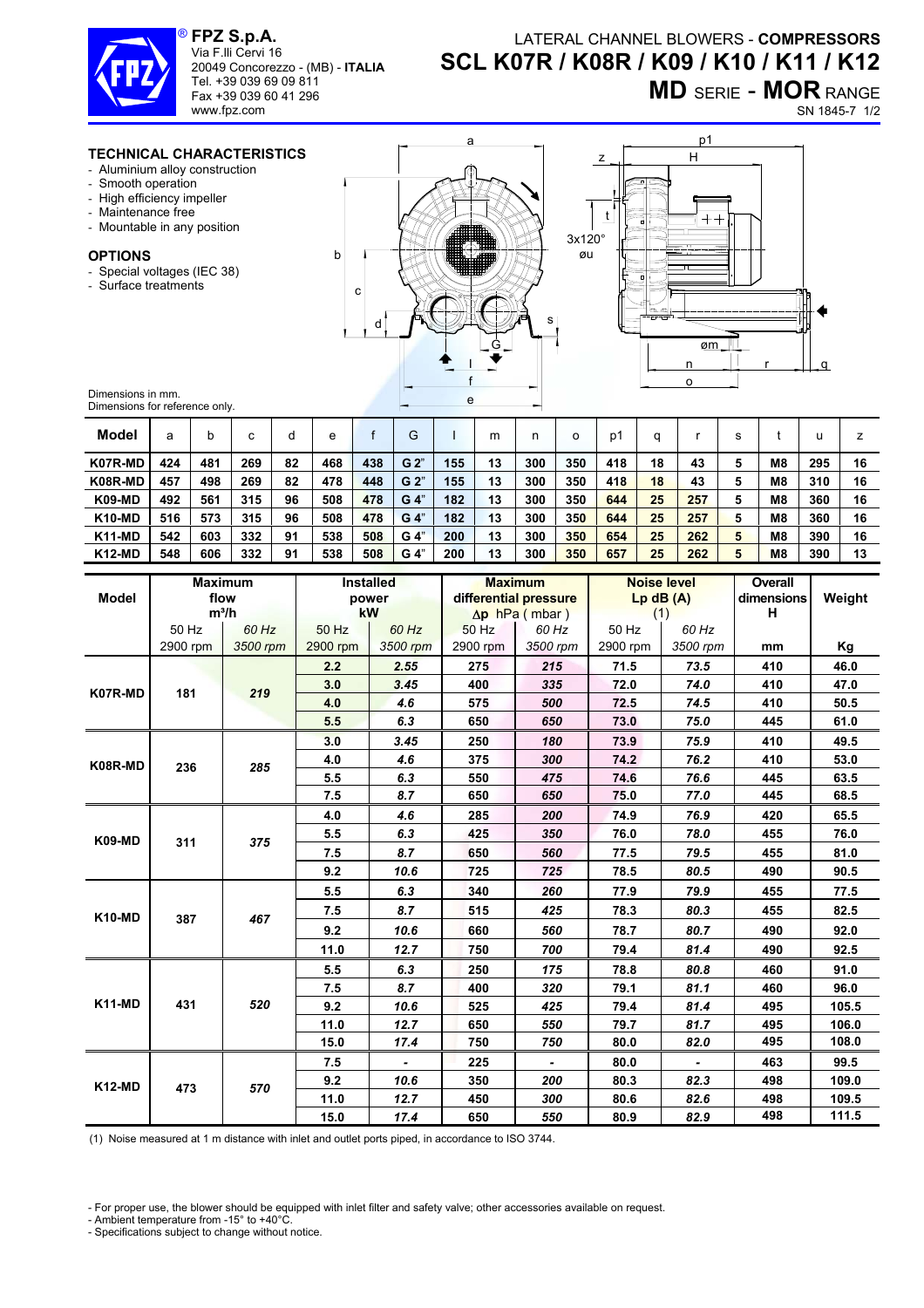® **FPZ S.p.A.**
Via F.lli Cervi 16
20049 Concorezzo - (MB) - **ITALIA**
Tel. +39 039 69 09 811
Fax +39 039 60 41 296
www.fpz.com

# LATERAL CHANNEL BLOWERS - COMPRESSORS
# SCL K07R / K08R / K09 / K10 / K11 / K12
## MD SERIE - MOR RANGE

SN 1845-7 1/2

### TECHNICAL CHARACTERISTICS
- Aluminium alloy construction
- Smooth operation
- High efficiency impeller
- Maintenance free
- Mountable in any position

### OPTIONS
- Special voltages (IEC 38)
- Surface treatments

Dimensions in mm.
Dimensions for reference only.

| Model | a | b | c | d | e | f | G | I | m | n | o | p1 | q | r | s | t | u | z |
|---|---|---|---|---|---|---|---|---|---|---|---|---|---|---|---|---|---|---|
| K07R-MD | 424 | 481 | 269 | 82 | 468 | 438 | G 2" | 155 | 13 | 300 | 350 | 418 | 18 | 43 | 5 | M8 | 295 | 16 |
| K08R-MD | 457 | 498 | 269 | 82 | 478 | 448 | G 2" | 155 | 13 | 300 | 350 | 418 | 18 | 43 | 5 | M8 | 310 | 16 |
| K09-MD | 492 | 561 | 315 | 96 | 508 | 478 | G 4" | 182 | 13 | 300 | 350 | 644 | 25 | 257 | 5 | M8 | 360 | 16 |
| K10-MD | 516 | 573 | 315 | 96 | 508 | 478 | G 4" | 182 | 13 | 300 | 350 | 644 | 25 | 257 | 5 | M8 | 360 | 16 |
| K11-MD | 542 | 603 | 332 | 91 | 538 | 508 | G 4" | 200 | 13 | 300 | 350 | 654 | 25 | 262 | 5 | M8 | 390 | 16 |
| K12-MD | 548 | 606 | 332 | 91 | 538 | 508 | G 4" | 200 | 13 | 300 | 350 | 657 | 25 | 262 | 5 | M8 | 390 | 13 |

| Model | Maximum flow $m^3/h$ | | Installed power kW | | Maximum differential pressure $\Delta p$ hPa (mbar) | | Noise level Lp dB (A) (1) | | Overall dimensions H | Weight |
|---|---|---|---|---|---|---|---|---|---|---|
| | 50 Hz 2900 rpm | *60 Hz 3500 rpm* | 50 Hz 2900 rpm | *60 Hz 3500 rpm* | 50 Hz 2900 rpm | *60 Hz 3500 rpm* | 50 Hz 2900 rpm | *60 Hz 3500 rpm* | mm | Kg |
| K07R-MD | 181 | *219* | 2.2 | *2.55* | 275 | *215* | 71.5 | *73.5* | 410 | 46.0 |
| | | | 3.0 | *3.45* | 400 | *335* | 72.0 | *74.0* | 410 | 47.0 |
| | | | 4.0 | *4.6* | 575 | *500* | 72.5 | *74.5* | 410 | 50.5 |
| | | | 5.5 | *6.3* | 650 | *650* | 73.0 | *75.0* | 445 | 61.0 |
| K08R-MD | 236 | *285* | 3.0 | *3.45* | 250 | *180* | 73.9 | *75.9* | 410 | 49.5 |
| | | | 4.0 | *4.6* | 375 | *300* | 74.2 | *76.2* | 410 | 53.0 |
| | | | 5.5 | *6.3* | 550 | *475* | 74.6 | *76.6* | 445 | 63.5 |
| | | | 7.5 | *8.7* | 650 | *650* | 75.0 | *77.0* | 445 | 68.5 |
| K09-MD | 311 | *375* | 4.0 | *4.6* | 285 | *200* | 74.9 | *76.9* | 420 | 65.5 |
| | | | 5.5 | *6.3* | 425 | *350* | 76.0 | *78.0* | 455 | 76.0 |
| | | | 7.5 | *8.7* | 650 | *560* | 77.5 | *79.5* | 455 | 81.0 |
| | | | 9.2 | *10.6* | 725 | *725* | 78.5 | *80.5* | 490 | 90.5 |
| K10-MD | 387 | *467* | 5.5 | *6.3* | 340 | *260* | 77.9 | *79.9* | 455 | 77.5 |
| | | | 7.5 | *8.7* | 515 | *425* | 78.3 | *80.3* | 455 | 82.5 |
| | | | 9.2 | *10.6* | 660 | *560* | 78.7 | *80.7* | 490 | 92.0 |
| | | | 11.0 | *12.7* | 750 | *700* | 79.4 | *81.4* | 490 | 92.5 |
| K11-MD | 431 | *520* | 5.5 | *6.3* | 250 | *175* | 78.8 | *80.8* | 460 | 91.0 |
| | | | 7.5 | *8.7* | 400 | *320* | 79.1 | *81.1* | 460 | 96.0 |
| | | | 9.2 | *10.6* | 525 | *425* | 79.4 | *81.4* | 495 | 105.5 |
| | | | 11.0 | *12.7* | 650 | *550* | 79.7 | *81.7* | 495 | 106.0 |
| | | | 15.0 | *17.4* | 750 | *750* | 80.0 | *82.0* | 495 | 108.0 |
| K12-MD | 473 | *570* | 7.5 | *-* | 225 | *-* | 80.0 | *-* | 463 | 99.5 |
| | | | 9.2 | *10.6* | 350 | *200* | 80.3 | *82.3* | 498 | 109.0 |
| | | | 11.0 | *12.7* | 450 | *300* | 80.6 | *82.6* | 498 | 109.5 |
| | | | 15.0 | *17.4* | 650 | *550* | 80.9 | *82.9* | 498 | 111.5 |

(1) Noise measured at 1 m distance with inlet and outlet ports piped, in accordance to ISO 3744.

- For proper use, the blower should be equipped with inlet filter and safety valve; other accessories available on request.
- Ambient temperature from -15° to +40°C.
- Specifications subject to change without notice.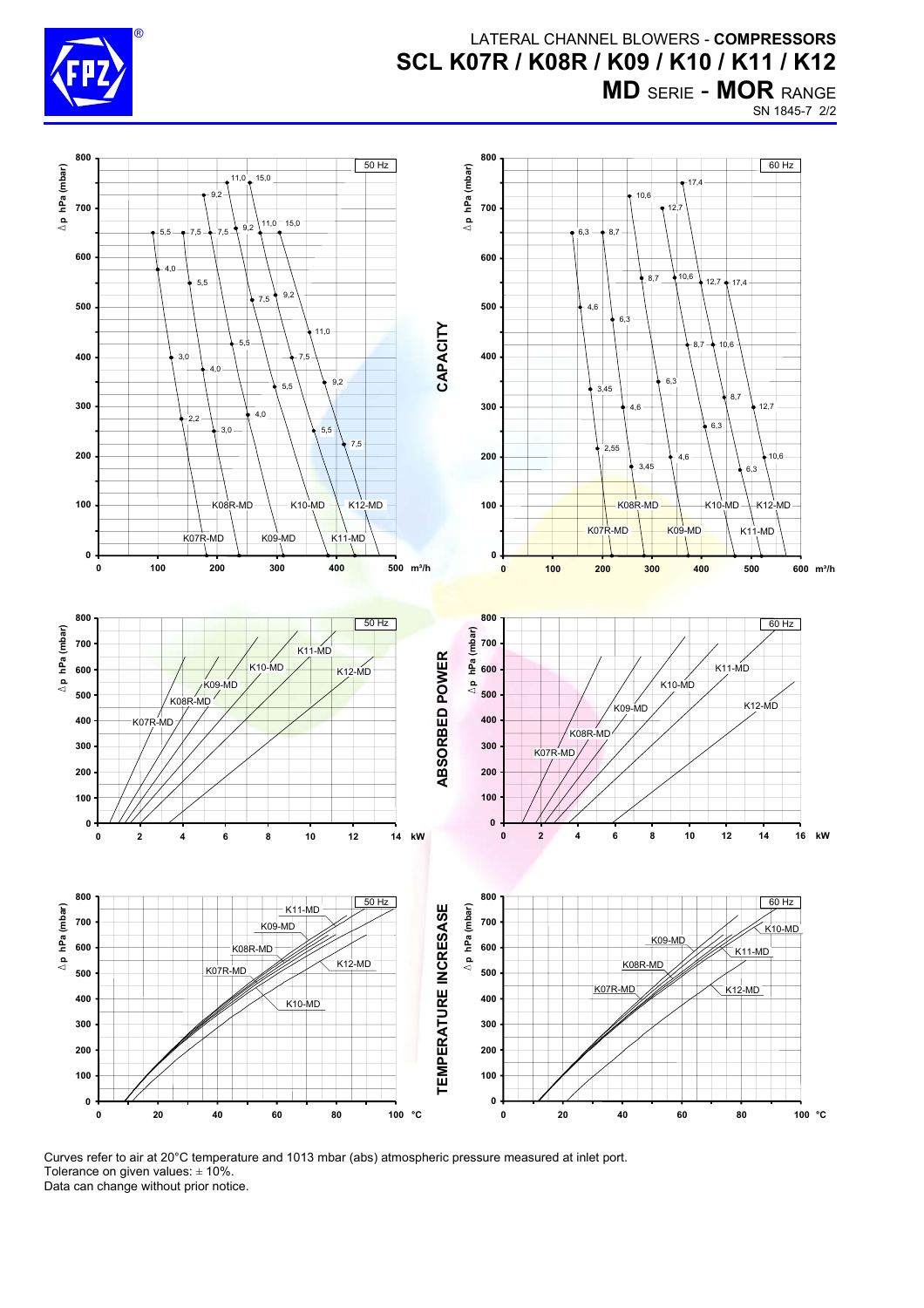# LATERAL CHANNEL BLOWERS - **COMPRESSORS**

## SCL K07R / K08R / K09 / K10 / K11 / K12

## MD SERIE - MOR RANGE

SN 1845-7 2/2

CAPACITY

50 Hz

Δp hPa (mbar)

800
700
600
500
400
300
200
100
0

0 100 200 300 400 500 m³/h

5,5 7,5 7,5 9,2 11,0 15,0 11,0 15,0 9,2 4,0 5,5 7,5 9,2 11,0 3,0 4,0 5,5 7,5 5,5 9,2 2,2 3,0 4,0 5,5 7,5

K07R-MD K08R-MD K09-MD K10-MD K11-MD K12-MD

60 Hz

Δp hPa (mbar)

800
700
600
500
400
300
200
100
0

0 100 200 300 400 500 600 m³/h

17,4 10,6 12,7 6,3 8,7 8,7 10,6 12,7 17,4 4,6 6,3 8,7 10,6 3,45 6,3 4,6 8,7 12,7 6,3 2,55 4,6 10,6 3,45 6,3

K07R-MD K08R-MD K09-MD K10-MD K11-MD K12-MD

ABSORBED POWER

50 Hz

Δp hPa (mbar)

800
700
600
500
400
300
200
100
0

0 2 4 6 8 10 12 14 kW

K07R-MD K08R-MD K09-MD K10-MD K11-MD K12-MD

60 Hz

Δp hPa (mbar)

800
700
600
500
400
300
200
100
0

0 2 4 6 8 10 12 14 16 kW

K07R-MD K08R-MD K09-MD K10-MD K11-MD K12-MD

TEMPERATURE INCREASE

50 Hz

Δp hPa (mbar)

800
700
600
500
400
300
200
100
0

0 20 40 60 80 100 °C

K07R-MD K08R-MD K09-MD K10-MD K11-MD K12-MD

60 Hz

Δp hPa (mbar)

800
700
600
500
400
300
200
100
0

0 20 40 60 80 100 °C

K07R-MD K08R-MD K09-MD K10-MD K11-MD K12-MD

Curves refer to air at 20°C temperature and 1013 mbar (abs) atmospheric pressure measured at inlet port.
Tolerance on given values: ± 10%.
Data can change without prior notice.